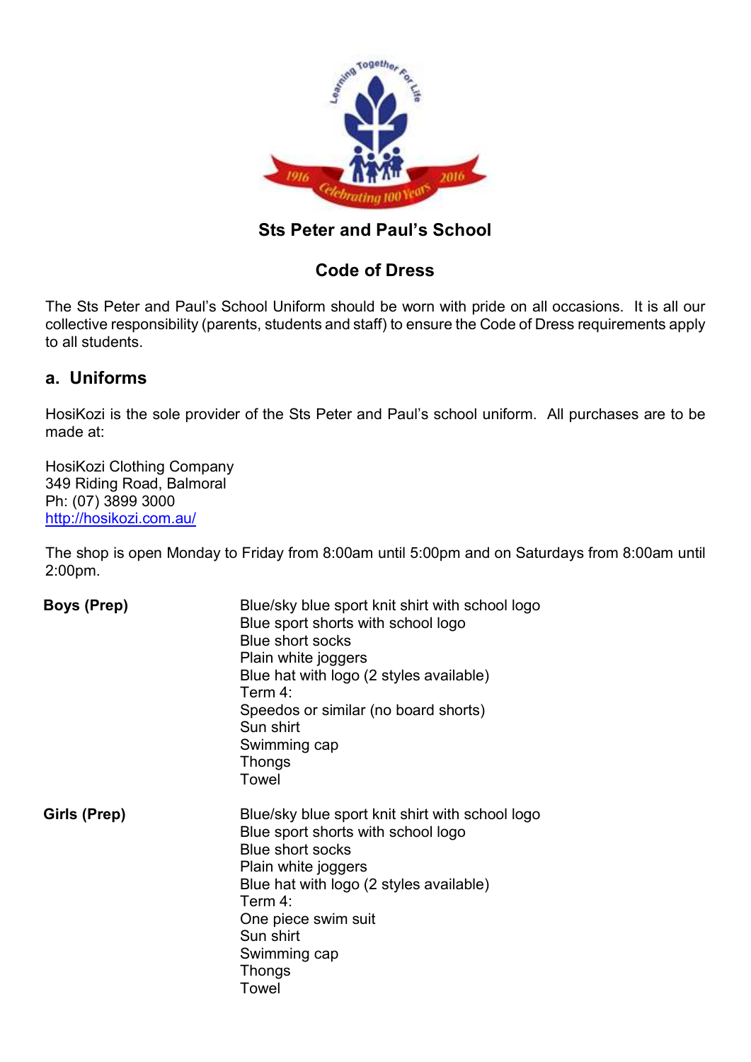# Sts Peter and Paul's School

## Code of Dress

The Sts Peter and Paul's School Uniform should be worn with pride on all occasions. It is all our collective responsibility (parents, students and staff) to ensure the Code of Dress requirements apply to all students.

## a. Uniforms

HosiKozi is the sole provider of the Sts Peter and Paul's school uniform. All purchases are to be made at:

HosiKozi Clothing Company
349 Riding Road, Balmoral
Ph: (07) 3899 3000
http://hosikozi.com.au/

The shop is open Monday to Friday from 8:00am until 5:00pm and on Saturdays from 8:00am until 2:00pm.

| | |
|---|---|
| **Boys (Prep)** | Blue/sky blue sport knit shirt with school logo<br>Blue sport shorts with school logo<br>Blue short socks<br>Plain white joggers<br>Blue hat with logo (2 styles available)<br>Term 4:<br>Speedos or similar (no board shorts)<br>Sun shirt<br>Swimming cap<br>Thongs<br>Towel |
| **Girls (Prep)** | Blue/sky blue sport knit shirt with school logo<br>Blue sport shorts with school logo<br>Blue short socks<br>Plain white joggers<br>Blue hat with logo (2 styles available)<br>Term 4:<br>One piece swim suit<br>Sun shirt<br>Swimming cap<br>Thongs<br>Towel |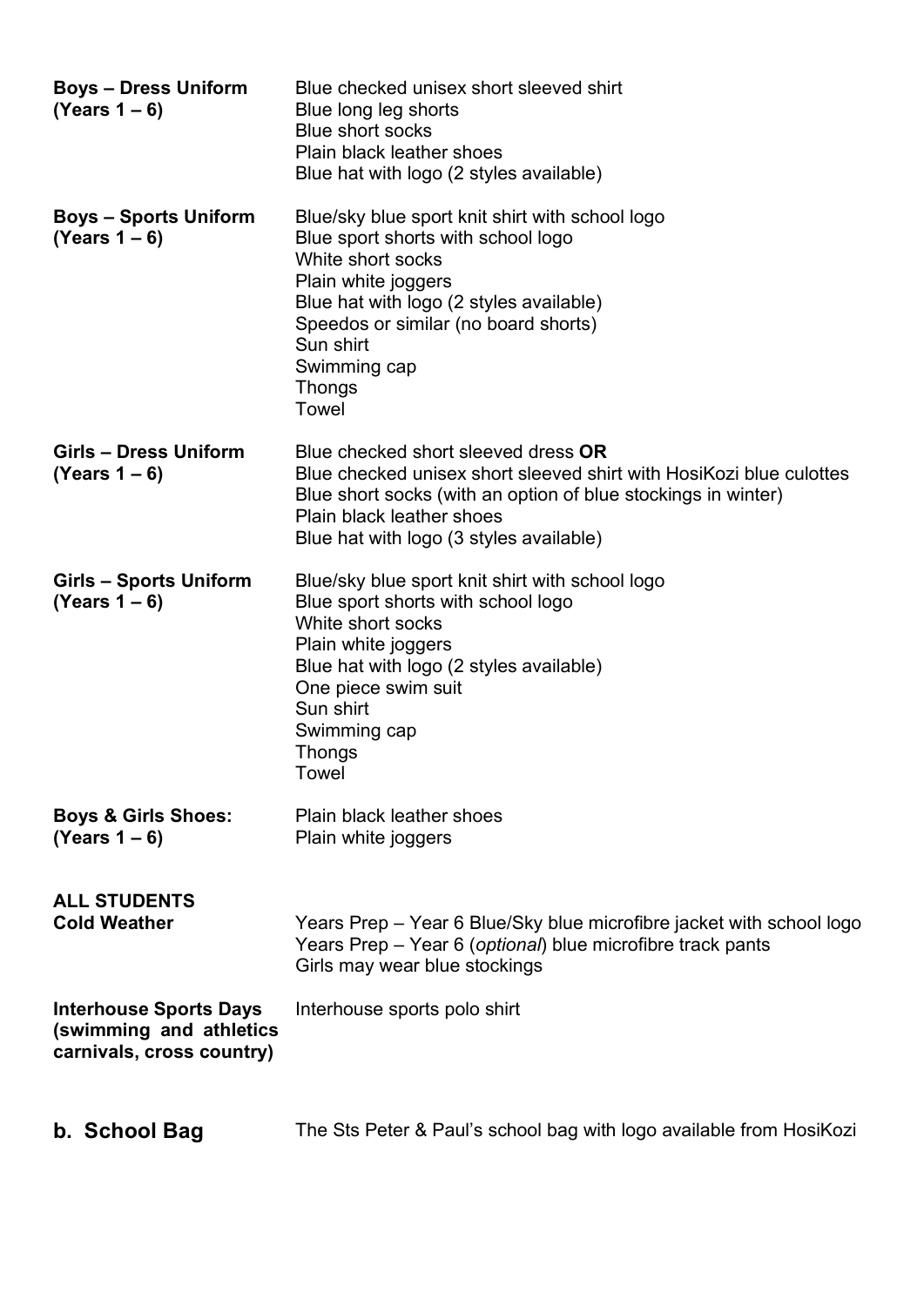| | |
|---|---|
| **Boys – Dress Uniform (Years 1 – 6)** | Blue checked unisex short sleeved shirt<br>Blue long leg shorts<br>Blue short socks<br>Plain black leather shoes<br>Blue hat with logo (2 styles available) |
| **Boys – Sports Uniform (Years 1 – 6)** | Blue/sky blue sport knit shirt with school logo<br>Blue sport shorts with school logo<br>White short socks<br>Plain white joggers<br>Blue hat with logo (2 styles available)<br>Speedos or similar (no board shorts)<br>Sun shirt<br>Swimming cap<br>Thongs<br>Towel |
| **Girls – Dress Uniform (Years 1 – 6)** | Blue checked short sleeved dress **OR**<br>Blue checked unisex short sleeved shirt with HosiKozi blue culottes<br>Blue short socks (with an option of blue stockings in winter)<br>Plain black leather shoes<br>Blue hat with logo (3 styles available) |
| **Girls – Sports Uniform (Years 1 – 6)** | Blue/sky blue sport knit shirt with school logo<br>Blue sport shorts with school logo<br>White short socks<br>Plain white joggers<br>Blue hat with logo (2 styles available)<br>One piece swim suit<br>Sun shirt<br>Swimming cap<br>Thongs<br>Towel |
| **Boys & Girls Shoes: (Years 1 – 6)** | Plain black leather shoes<br>Plain white joggers |
| **ALL STUDENTS Cold Weather** | Years Prep – Year 6 Blue/Sky blue microfibre jacket with school logo<br>Years Prep – Year 6 (*optional*) blue microfibre track pants<br>Girls may wear blue stockings |
| **Interhouse Sports Days (swimming and athletics carnivals, cross country)** | Interhouse sports polo shirt |

## b. School Bag

The Sts Peter & Paul's school bag with logo available from HosiKozi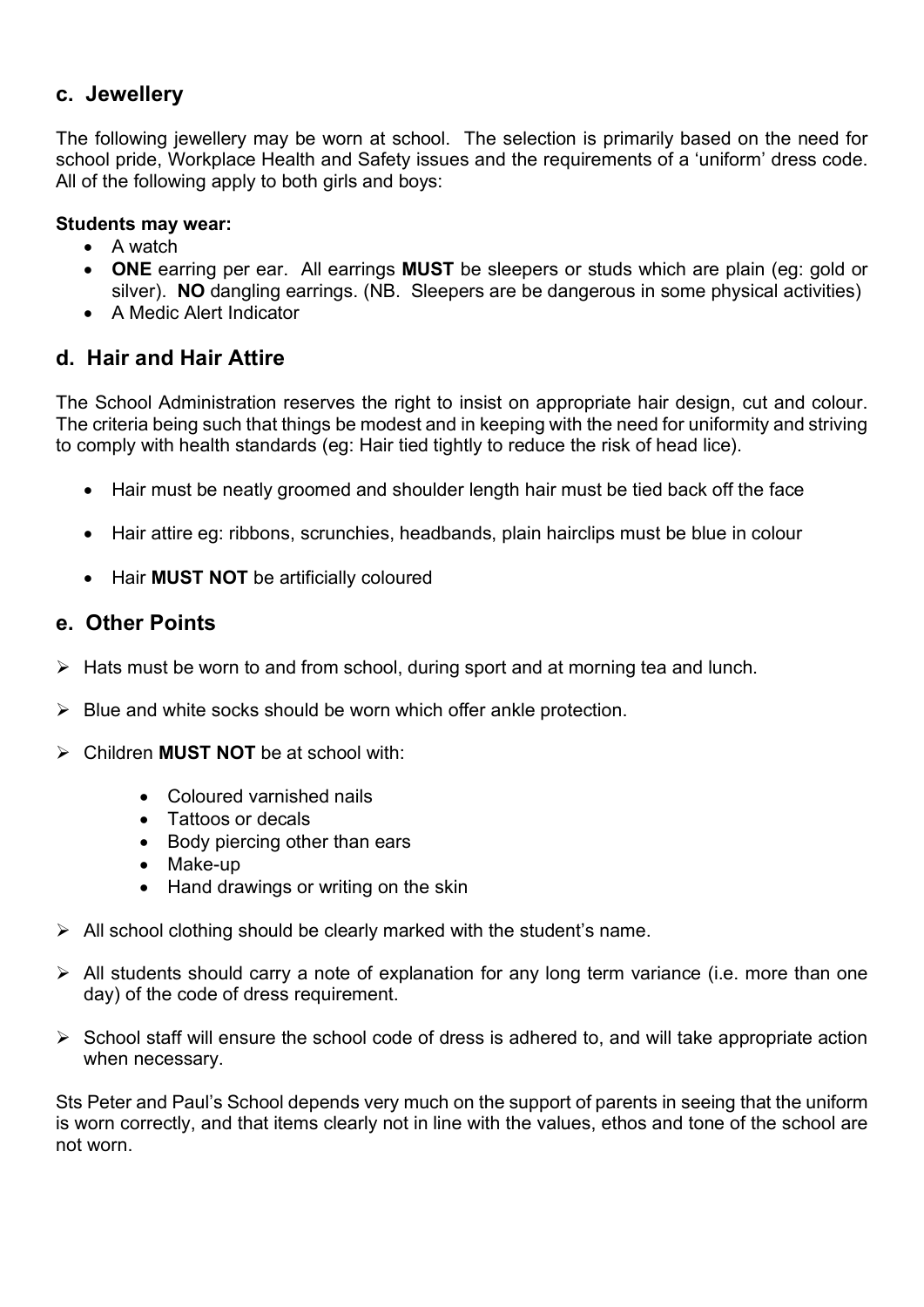## c. Jewellery

The following jewellery may be worn at school. The selection is primarily based on the need for school pride, Workplace Health and Safety issues and the requirements of a 'uniform' dress code. All of the following apply to both girls and boys:

**Students may wear:**

- A watch
- **ONE** earring per ear. All earrings **MUST** be sleepers or studs which are plain (eg: gold or silver). **NO** dangling earrings. (NB. Sleepers are be dangerous in some physical activities)
- A Medic Alert Indicator

## d. Hair and Hair Attire

The School Administration reserves the right to insist on appropriate hair design, cut and colour. The criteria being such that things be modest and in keeping with the need for uniformity and striving to comply with health standards (eg: Hair tied tightly to reduce the risk of head lice).

- Hair must be neatly groomed and shoulder length hair must be tied back off the face
- Hair attire eg: ribbons, scrunchies, headbands, plain hairclips must be blue in colour
- Hair **MUST NOT** be artificially coloured

## e. Other Points

- Hats must be worn to and from school, during sport and at morning tea and lunch.
- Blue and white socks should be worn which offer ankle protection.
- Children **MUST NOT** be at school with:
  - Coloured varnished nails
  - Tattoos or decals
  - Body piercing other than ears
  - Make-up
  - Hand drawings or writing on the skin
- All school clothing should be clearly marked with the student's name.
- All students should carry a note of explanation for any long term variance (i.e. more than one day) of the code of dress requirement.
- School staff will ensure the school code of dress is adhered to, and will take appropriate action when necessary.

Sts Peter and Paul's School depends very much on the support of parents in seeing that the uniform is worn correctly, and that items clearly not in line with the values, ethos and tone of the school are not worn.